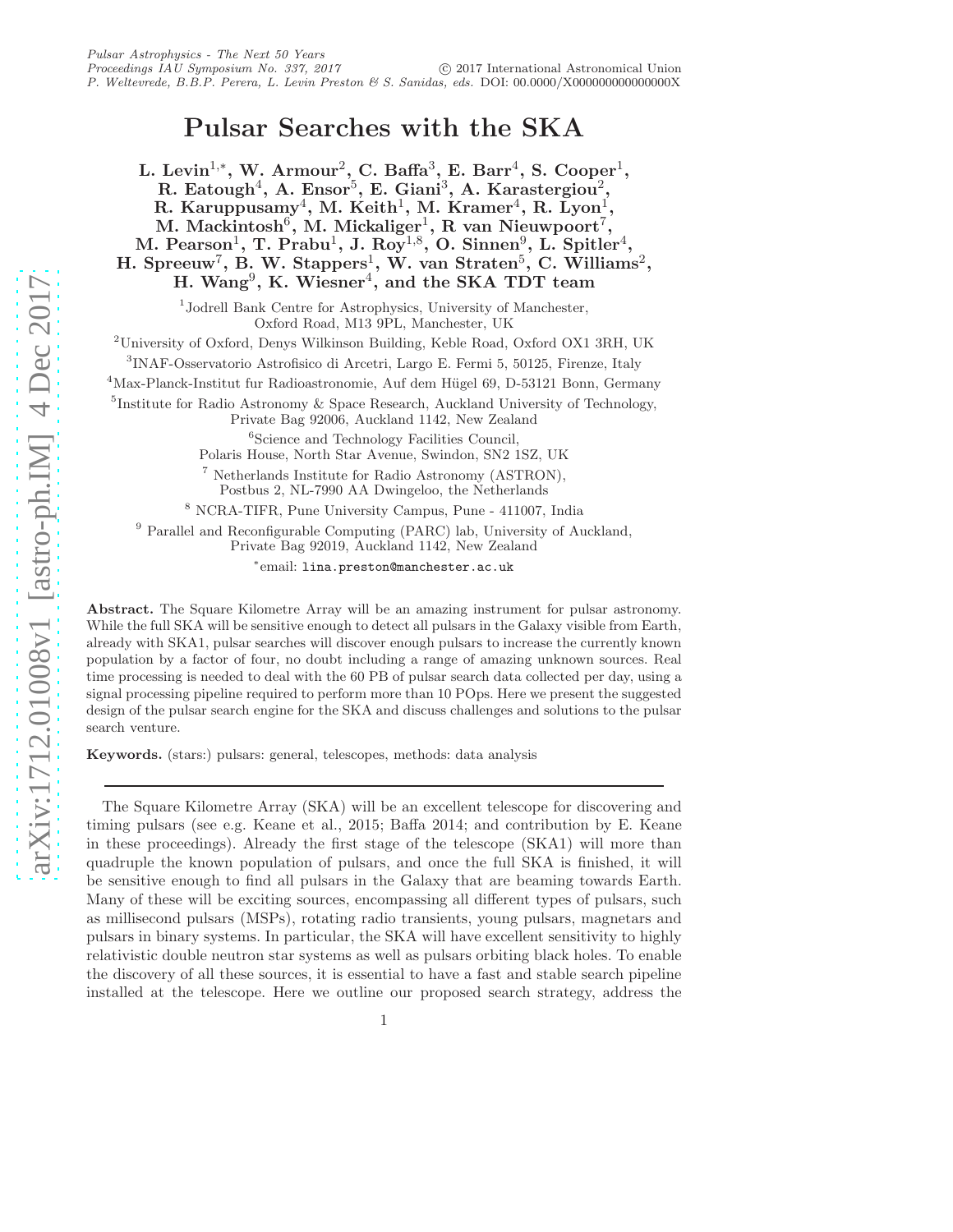# Pulsar Searches with the SKA

**L. Levin[1,*], W. Armour[2], C. Baffa[3], E. Barr[4], S. Cooper[1], R. Eatough[4], A. Ensor[5], E. Giani[3], A. Karastergiou[2], R. Karuppusamy[4], M. Keith[1], M. Kramer[4], R. Lyon[1], M. Mackintosh[6], M. Mickaliger[1], R van Nieuwpoort[7], M. Pearson[1], T. Prabu[1], J. Roy[1,8], O. Sinnen[9], L. Spitler[4], H. Spreeuw[7], B. W. Stappers[1], W. van Straten[5], C. Williams[2], H. Wang[9], K. Wiesner[4], and the SKA TDT team**

[1]Jodrell Bank Centre for Astrophysics, University of Manchester, Oxford Road, M13 9PL, Manchester, UK

[2]University of Oxford, Denys Wilkinson Building, Keble Road, Oxford OX1 3RH, UK

[3]INAF-Osservatorio Astrofisico di Arcetri, Largo E. Fermi 5, 50125, Firenze, Italy

[4]Max-Planck-Institut fur Radioastronomie, Auf dem Hügel 69, D-53121 Bonn, Germany

[5]Institute for Radio Astronomy & Space Research, Auckland University of Technology, Private Bag 92006, Auckland 1142, New Zealand

[6]Science and Technology Facilities Council, Polaris House, North Star Avenue, Swindon, SN2 1SZ, UK

[7] Netherlands Institute for Radio Astronomy (ASTRON), Postbus 2, NL-7990 AA Dwingeloo, the Netherlands

[8] NCRA-TIFR, Pune University Campus, Pune - 411007, India

[9] Parallel and Reconfigurable Computing (PARC) lab, University of Auckland, Private Bag 92019, Auckland 1142, New Zealand

[*]email: lina.preston@manchester.ac.uk

**Abstract.** The Square Kilometre Array will be an amazing instrument for pulsar astronomy. While the full SKA will be sensitive enough to detect all pulsars in the Galaxy visible from Earth, already with SKA1, pulsar searches will discover enough pulsars to increase the currently known population by a factor of four, no doubt including a range of amazing unknown sources. Real time processing is needed to deal with the 60 PB of pulsar search data collected per day, using a signal processing pipeline required to perform more than 10 POps. Here we present the suggested design of the pulsar search engine for the SKA and discuss challenges and solutions to the pulsar search venture.

**Keywords.** (stars:) pulsars: general, telescopes, methods: data analysis

---

The Square Kilometre Array (SKA) will be an excellent telescope for discovering and timing pulsars (see e.g. Keane et al., 2015; Baffa 2014; and contribution by E. Keane in these proceedings). Already the first stage of the telescope (SKA1) will more than quadruple the known population of pulsars, and once the full SKA is finished, it will be sensitive enough to find all pulsars in the Galaxy that are beaming towards Earth. Many of these will be exciting sources, encompassing all different types of pulsars, such as millisecond pulsars (MSPs), rotating radio transients, young pulsars, magnetars and pulsars in binary systems. In particular, the SKA will have excellent sensitivity to highly relativistic double neutron star systems as well as pulsars orbiting black holes. To enable the discovery of all these sources, it is essential to have a fast and stable search pipeline installed at the telescope. Here we outline our proposed search strategy, address the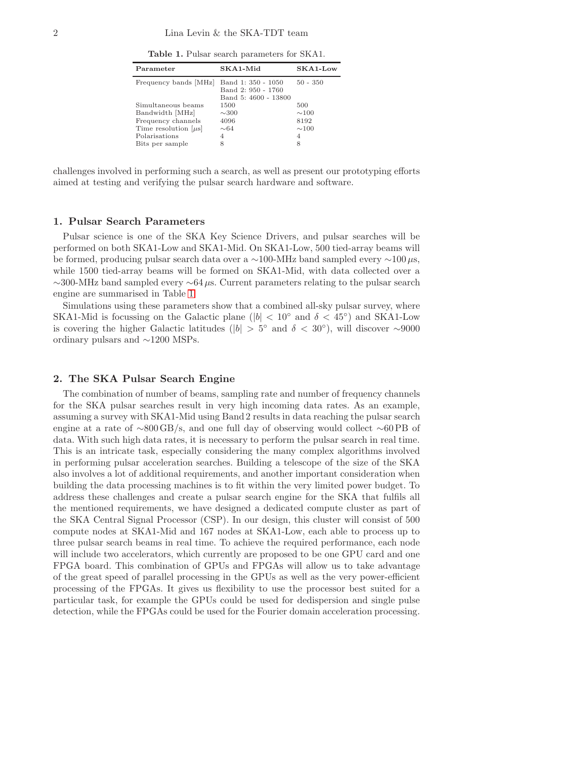**Table 1.** Pulsar search parameters for SKA1.

| Parameter | SKA1-Mid | SKA1-Low |
|---|---|---|
| Frequency bands [MHz] | Band 1: 350 - 1050<br>Band 2: 950 - 1760<br>Band 5: 4600 - 13800 | 50 - 350 |
| Simultaneous beams | 1500 | 500 |
| Bandwidth [MHz] | ∼300 | ∼100 |
| Frequency channels | 4096 | 8192 |
| Time resolution [$\mu$s] | ∼64 | ∼100 |
| Polarisations | 4 | 4 |
| Bits per sample | 8 | 8 |

challenges involved in performing such a search, as well as present our prototyping efforts aimed at testing and verifying the pulsar search hardware and software.

## 1. Pulsar Search Parameters

Pulsar science is one of the SKA Key Science Drivers, and pulsar searches will be performed on both SKA1-Low and SKA1-Mid. On SKA1-Low, 500 tied-array beams will be formed, producing pulsar search data over a ∼100-MHz band sampled every ∼100 $\mu$s, while 1500 tied-array beams will be formed on SKA1-Mid, with data collected over a ∼300-MHz band sampled every ∼64 $\mu$s. Current parameters relating to the pulsar search engine are summarised in Table 1.

Simulations using these parameters show that a combined all-sky pulsar survey, where SKA1-Mid is focussing on the Galactic plane ($|b| < 10^{\circ}$ and $\delta < 45^{\circ}$) and SKA1-Low is covering the higher Galactic latitudes ($|b| > 5^{\circ}$ and $\delta < 30^{\circ}$), will discover ∼9000 ordinary pulsars and ∼1200 MSPs.

## 2. The SKA Pulsar Search Engine

The combination of number of beams, sampling rate and number of frequency channels for the SKA pulsar searches result in very high incoming data rates. As an example, assuming a survey with SKA1-Mid using Band 2 results in data reaching the pulsar search engine at a rate of ∼800 GB/s, and one full day of observing would collect ∼60 PB of data. With such high data rates, it is necessary to perform the pulsar search in real time. This is an intricate task, especially considering the many complex algorithms involved in performing pulsar acceleration searches. Building a telescope of the size of the SKA also involves a lot of additional requirements, and another important consideration when building the data processing machines is to fit within the very limited power budget. To address these challenges and create a pulsar search engine for the SKA that fulfils all the mentioned requirements, we have designed a dedicated compute cluster as part of the SKA Central Signal Processor (CSP). In our design, this cluster will consist of 500 compute nodes at SKA1-Mid and 167 nodes at SKA1-Low, each able to process up to three pulsar search beams in real time. To achieve the required performance, each node will include two accelerators, which currently are proposed to be one GPU card and one FPGA board. This combination of GPUs and FPGAs will allow us to take advantage of the great speed of parallel processing in the GPUs as well as the very power-efficient processing of the FPGAs. It gives us flexibility to use the processor best suited for a particular task, for example the GPUs could be used for dedispersion and single pulse detection, while the FPGAs could be used for the Fourier domain acceleration processing.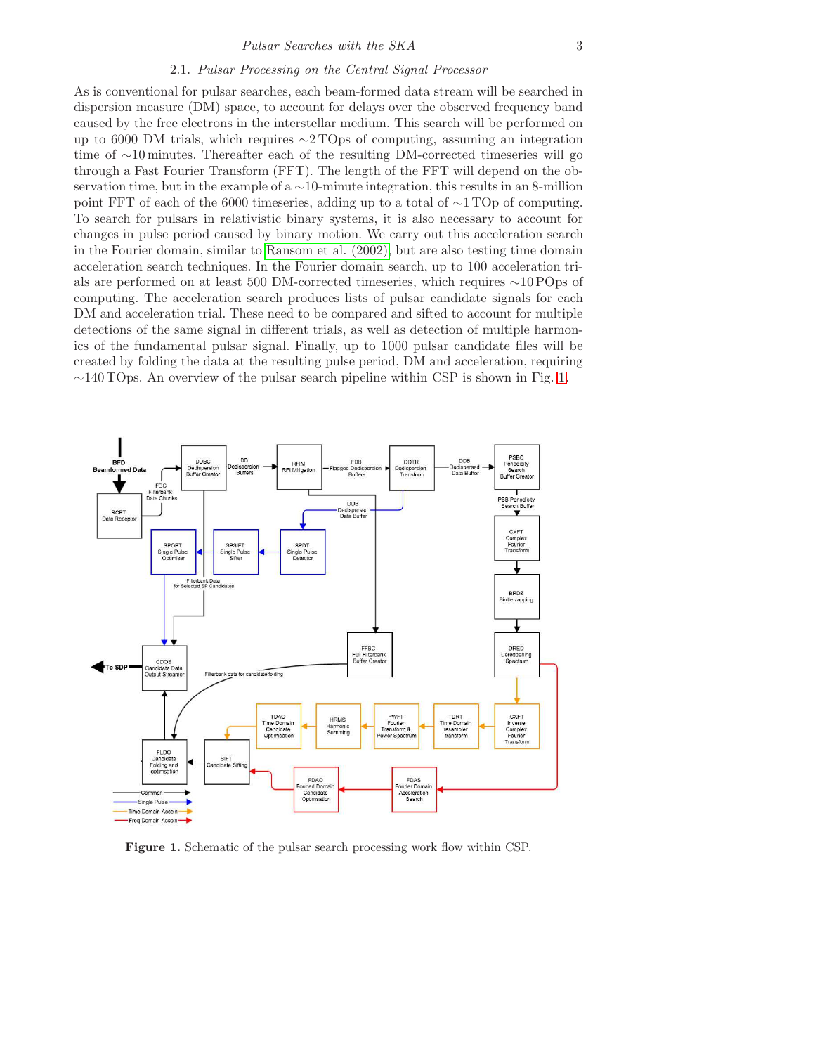### 2.1. *Pulsar Processing on the Central Signal Processor*

As is conventional for pulsar searches, each beam-formed data stream will be searched in dispersion measure (DM) space, to account for delays over the observed frequency band caused by the free electrons in the interstellar medium. This search will be performed on up to 6000 DM trials, which requires $\sim$2 TOps of computing, assuming an integration time of $\sim$10 minutes. Thereafter each of the resulting DM-corrected timeseries will go through a Fast Fourier Transform (FFT). The length of the FFT will depend on the observation time, but in the example of a $\sim$10-minute integration, this results in an 8-million point FFT of each of the 6000 timeseries, adding up to a total of $\sim$1 TOp of computing. To search for pulsars in relativistic binary systems, it is also necessary to account for changes in pulse period caused by binary motion. We carry out this acceleration search in the Fourier domain, similar to Ransom et al. (2002), but are also testing time domain acceleration search techniques. In the Fourier domain search, up to 100 acceleration trials are performed on at least 500 DM-corrected timeseries, which requires $\sim$10 POps of computing. The acceleration search produces lists of pulsar candidate signals for each DM and acceleration trial. These need to be compared and sifted to account for multiple detections of the same signal in different trials, as well as detection of multiple harmonics of the fundamental pulsar signal. Finally, up to 1000 pulsar candidate files will be created by folding the data at the resulting pulse period, DM and acceleration, requiring $\sim$140 TOps. An overview of the pulsar search pipeline within CSP is shown in Fig. 1.

**Figure 1.** Schematic of the pulsar search processing work flow within CSP.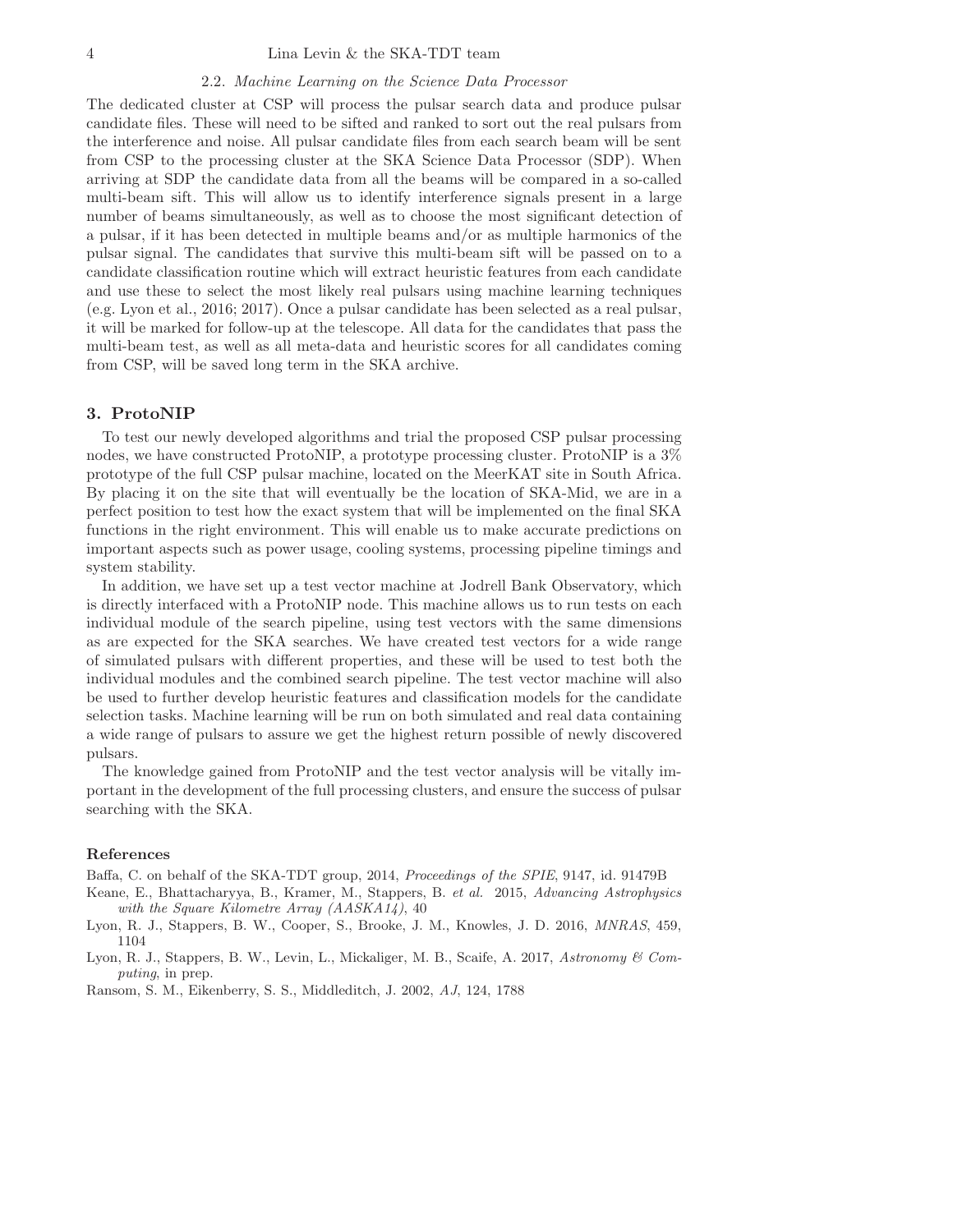### 2.2. *Machine Learning on the Science Data Processor*

The dedicated cluster at CSP will process the pulsar search data and produce pulsar candidate files. These will need to be sifted and ranked to sort out the real pulsars from the interference and noise. All pulsar candidate files from each search beam will be sent from CSP to the processing cluster at the SKA Science Data Processor (SDP). When arriving at SDP the candidate data from all the beams will be compared in a so-called multi-beam sift. This will allow us to identify interference signals present in a large number of beams simultaneously, as well as to choose the most significant detection of a pulsar, if it has been detected in multiple beams and/or as multiple harmonics of the pulsar signal. The candidates that survive this multi-beam sift will be passed on to a candidate classification routine which will extract heuristic features from each candidate and use these to select the most likely real pulsars using machine learning techniques (e.g. Lyon et al., 2016; 2017). Once a pulsar candidate has been selected as a real pulsar, it will be marked for follow-up at the telescope. All data for the candidates that pass the multi-beam test, as well as all meta-data and heuristic scores for all candidates coming from CSP, will be saved long term in the SKA archive.

## 3. ProtoNIP

To test our newly developed algorithms and trial the proposed CSP pulsar processing nodes, we have constructed ProtoNIP, a prototype processing cluster. ProtoNIP is a 3% prototype of the full CSP pulsar machine, located on the MeerKAT site in South Africa. By placing it on the site that will eventually be the location of SKA-Mid, we are in a perfect position to test how the exact system that will be implemented on the final SKA functions in the right environment. This will enable us to make accurate predictions on important aspects such as power usage, cooling systems, processing pipeline timings and system stability.

In addition, we have set up a test vector machine at Jodrell Bank Observatory, which is directly interfaced with a ProtoNIP node. This machine allows us to run tests on each individual module of the search pipeline, using test vectors with the same dimensions as are expected for the SKA searches. We have created test vectors for a wide range of simulated pulsars with different properties, and these will be used to test both the individual modules and the combined search pipeline. The test vector machine will also be used to further develop heuristic features and classification models for the candidate selection tasks. Machine learning will be run on both simulated and real data containing a wide range of pulsars to assure we get the highest return possible of newly discovered pulsars.

The knowledge gained from ProtoNIP and the test vector analysis will be vitally important in the development of the full processing clusters, and ensure the success of pulsar searching with the SKA.

### References

Baffa, C. on behalf of the SKA-TDT group, 2014, *Proceedings of the SPIE*, 9147, id. 91479B

Keane, E., Bhattacharyya, B., Kramer, M., Stappers, B. *et al.* 2015, *Advancing Astrophysics with the Square Kilometre Array (AASKA14)*, 40

Lyon, R. J., Stappers, B. W., Cooper, S., Brooke, J. M., Knowles, J. D. 2016, *MNRAS*, 459, 1104

Lyon, R. J., Stappers, B. W., Levin, L., Mickaliger, M. B., Scaife, A. 2017, *Astronomy & Computing*, in prep.

Ransom, S. M., Eikenberry, S. S., Middleditch, J. 2002, *AJ*, 124, 1788